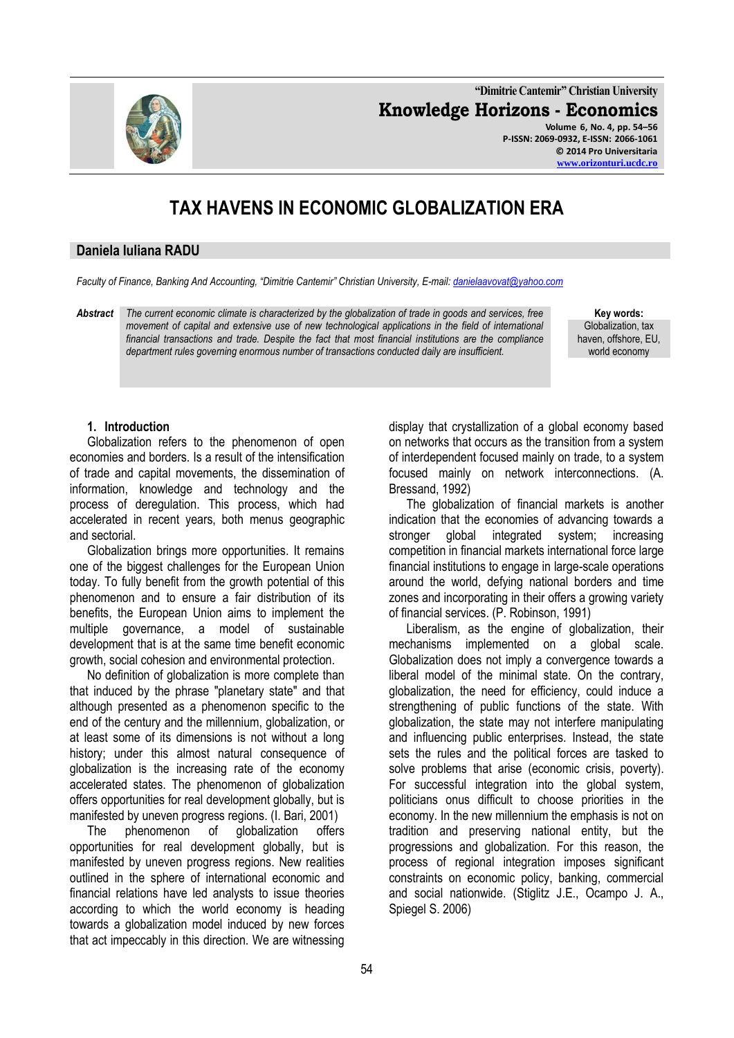# TAX HAVENS IN ECONOMIC GLOBALIZATION ERA

**Daniela Iuliana RADU**

*Faculty of Finance, Banking And Accounting, "Dimitrie Cantemir" Christian University, E-mail: danielaavovat@yahoo.com*

***Abstract*** *The current economic climate is characterized by the globalization of trade in goods and services, free movement of capital and extensive use of new technological applications in the field of international financial transactions and trade. Despite the fact that most financial institutions are the compliance department rules governing enormous number of transactions conducted daily are insufficient.*

**Key words:** Globalization, tax haven, offshore, EU, world economy

## 1. Introduction

Globalization refers to the phenomenon of open economies and borders. Is a result of the intensification of trade and capital movements, the dissemination of information, knowledge and technology and the process of deregulation. This process, which had accelerated in recent years, both menus geographic and sectorial.

Globalization brings more opportunities. It remains one of the biggest challenges for the European Union today. To fully benefit from the growth potential of this phenomenon and to ensure a fair distribution of its benefits, the European Union aims to implement the multiple governance, a model of sustainable development that is at the same time benefit economic growth, social cohesion and environmental protection.

No definition of globalization is more complete than that induced by the phrase "planetary state" and that although presented as a phenomenon specific to the end of the century and the millennium, globalization, or at least some of its dimensions is not without a long history; under this almost natural consequence of globalization is the increasing rate of the economy accelerated states. The phenomenon of globalization offers opportunities for real development globally, but is manifested by uneven progress regions. (I. Bari, 2001)

The phenomenon of globalization offers opportunities for real development globally, but is manifested by uneven progress regions. New realities outlined in the sphere of international economic and financial relations have led analysts to issue theories according to which the world economy is heading towards a globalization model induced by new forces that act impeccably in this direction. We are witnessing display that crystallization of a global economy based on networks that occurs as the transition from a system of interdependent focused mainly on trade, to a system focused mainly on network interconnections. (A. Bressand, 1992)

The globalization of financial markets is another indication that the economies of advancing towards a stronger global integrated system; increasing competition in financial markets international force large financial institutions to engage in large-scale operations around the world, defying national borders and time zones and incorporating in their offers a growing variety of financial services. (P. Robinson, 1991)

Liberalism, as the engine of globalization, their mechanisms implemented on a global scale. Globalization does not imply a convergence towards a liberal model of the minimal state. On the contrary, globalization, the need for efficiency, could induce a strengthening of public functions of the state. With globalization, the state may not interfere manipulating and influencing public enterprises. Instead, the state sets the rules and the political forces are tasked to solve problems that arise (economic crisis, poverty). For successful integration into the global system, politicians onus difficult to choose priorities in the economy. In the new millennium the emphasis is not on tradition and preserving national entity, but the progressions and globalization. For this reason, the process of regional integration imposes significant constraints on economic policy, banking, commercial and social nationwide. (Stiglitz J.E., Ocampo J. A., Spiegel S. 2006)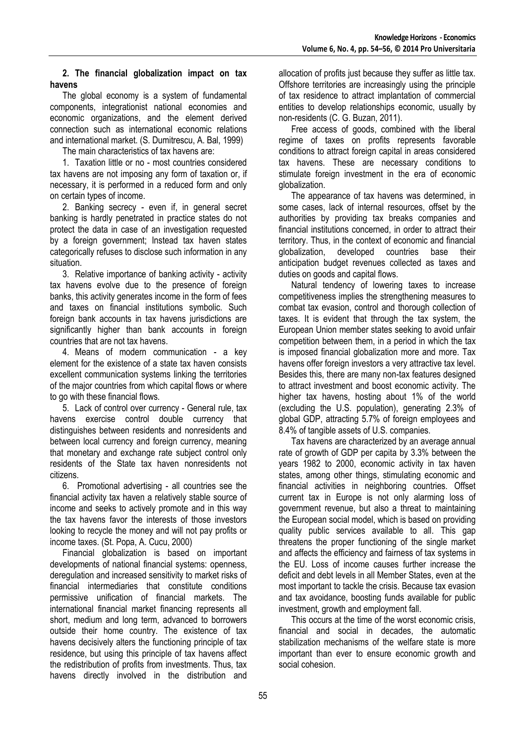## 2. The financial globalization impact on tax havens

The global economy is a system of fundamental components, integrationist national economies and economic organizations, and the element derived connection such as international economic relations and international market. (S. Dumitrescu, A. Bal, 1999)

The main characteristics of tax havens are:

1. Taxation little or no - most countries considered tax havens are not imposing any form of taxation or, if necessary, it is performed in a reduced form and only on certain types of income.

2. Banking secrecy - even if, in general secret banking is hardly penetrated in practice states do not protect the data in case of an investigation requested by a foreign government; Instead tax haven states categorically refuses to disclose such information in any situation.

3. Relative importance of banking activity - activity tax havens evolve due to the presence of foreign banks, this activity generates income in the form of fees and taxes on financial institutions symbolic. Such foreign bank accounts in tax havens jurisdictions are significantly higher than bank accounts in foreign countries that are not tax havens.

4. Means of modern communication - a key element for the existence of a state tax haven consists excellent communication systems linking the territories of the major countries from which capital flows or where to go with these financial flows.

5. Lack of control over currency - General rule, tax havens exercise control double currency that distinguishes between residents and nonresidents and between local currency and foreign currency, meaning that monetary and exchange rate subject control only residents of the State tax haven nonresidents not citizens.

6. Promotional advertising - all countries see the financial activity tax haven a relatively stable source of income and seeks to actively promote and in this way the tax havens favor the interests of those investors looking to recycle the money and will not pay profits or income taxes. (St. Popa, A. Cucu, 2000)

Financial globalization is based on important developments of national financial systems: openness, deregulation and increased sensitivity to market risks of financial intermediaries that constitute conditions permissive unification of financial markets. The international financial market financing represents all short, medium and long term, advanced to borrowers outside their home country. The existence of tax havens decisively alters the functioning principle of tax residence, but using this principle of tax havens affect the redistribution of profits from investments. Thus, tax havens directly involved in the distribution and allocation of profits just because they suffer as little tax. Offshore territories are increasingly using the principle of tax residence to attract implantation of commercial entities to develop relationships economic, usually by non-residents (C. G. Buzan, 2011).

Free access of goods, combined with the liberal regime of taxes on profits represents favorable conditions to attract foreign capital in areas considered tax havens. These are necessary conditions to stimulate foreign investment in the era of economic globalization.

The appearance of tax havens was determined, in some cases, lack of internal resources, offset by the authorities by providing tax breaks companies and financial institutions concerned, in order to attract their territory. Thus, in the context of economic and financial globalization, developed countries base their anticipation budget revenues collected as taxes and duties on goods and capital flows.

Natural tendency of lowering taxes to increase competitiveness implies the strengthening measures to combat tax evasion, control and thorough collection of taxes. It is evident that through the tax system, the European Union member states seeking to avoid unfair competition between them, in a period in which the tax is imposed financial globalization more and more. Tax havens offer foreign investors a very attractive tax level. Besides this, there are many non-tax features designed to attract investment and boost economic activity. The higher tax havens, hosting about 1% of the world (excluding the U.S. population), generating 2.3% of global GDP, attracting 5.7% of foreign employees and 8.4% of tangible assets of U.S. companies.

Tax havens are characterized by an average annual rate of growth of GDP per capita by 3.3% between the years 1982 to 2000, economic activity in tax haven states, among other things, stimulating economic and financial activities in neighboring countries. Offset current tax in Europe is not only alarming loss of government revenue, but also a threat to maintaining the European social model, which is based on providing quality public services available to all. This gap threatens the proper functioning of the single market and affects the efficiency and fairness of tax systems in the EU. Loss of income causes further increase the deficit and debt levels in all Member States, even at the most important to tackle the crisis. Because tax evasion and tax avoidance, boosting funds available for public investment, growth and employment fall.

This occurs at the time of the worst economic crisis, financial and social in decades, the automatic stabilization mechanisms of the welfare state is more important than ever to ensure economic growth and social cohesion.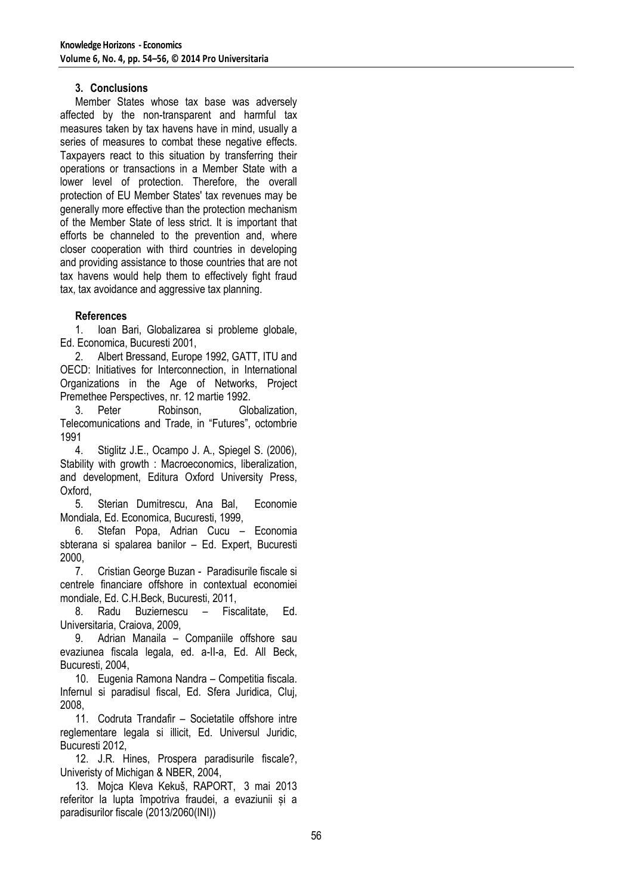## 3. Conclusions

Member States whose tax base was adversely affected by the non-transparent and harmful tax measures taken by tax havens have in mind, usually a series of measures to combat these negative effects. Taxpayers react to this situation by transferring their operations or transactions in a Member State with a lower level of protection. Therefore, the overall protection of EU Member States' tax revenues may be generally more effective than the protection mechanism of the Member State of less strict. It is important that efforts be channeled to the prevention and, where closer cooperation with third countries in developing and providing assistance to those countries that are not tax havens would help them to effectively fight fraud tax, tax avoidance and aggressive tax planning.

## References

1. Ioan Bari, Globalizarea si probleme globale, Ed. Economica, Bucuresti 2001,
2. Albert Bressand, Europe 1992, GATT, ITU and OECD: Initiatives for Interconnection, in International Organizations in the Age of Networks, Project Premethee Perspectives, nr. 12 martie 1992.
3. Peter Robinson, Globalization, Telecomunications and Trade, in "Futures", octombrie 1991
4. Stiglitz J.E., Ocampo J. A., Spiegel S. (2006), Stability with growth : Macroeconomics, liberalization, and development, Editura Oxford University Press, Oxford,
5. Sterian Dumitrescu, Ana Bal, Economie Mondiala, Ed. Economica, Bucuresti, 1999,
6. Stefan Popa, Adrian Cucu – Economia sbterana si spalarea banilor – Ed. Expert, Bucuresti 2000,
7. Cristian George Buzan - Paradisurile fiscale si centrele financiare offshore in contextual economiei mondiale, Ed. C.H.Beck, Bucuresti, 2011,
8. Radu Buziernescu – Fiscalitate, Ed. Universitaria, Craiova, 2009,
9. Adrian Manaila – Companiile offshore sau evaziunea fiscala legala, ed. a-II-a, Ed. All Beck, Bucuresti, 2004,
10. Eugenia Ramona Nandra – Competitia fiscala. Infernul si paradisul fiscal, Ed. Sfera Juridica, Cluj, 2008,
11. Codruta Trandafir – Societatile offshore intre reglementare legala si illicit, Ed. Universul Juridic, Bucuresti 2012,
12. J.R. Hines, Prospera paradisurile fiscale?, Univeristy of Michigan & NBER, 2004,
13. Mojca Kleva Kekuš, RAPORT, 3 mai 2013 referitor la lupta împotriva fraudei, a evaziunii și a paradisurilor fiscale (2013/2060(INI))